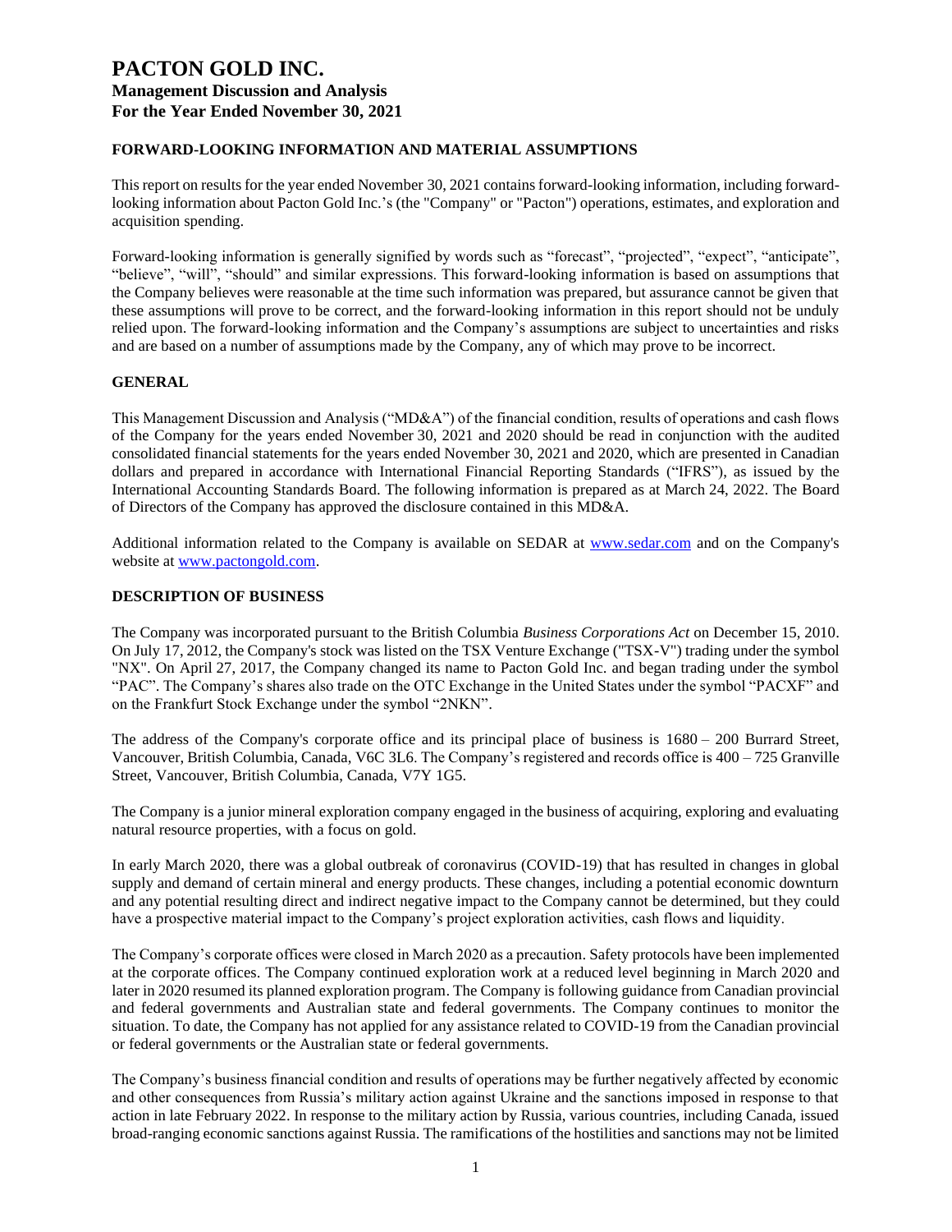# PACTON GOLD INC.
## Management Discussion and Analysis
## For the Year Ended November 30, 2021

### FORWARD-LOOKING INFORMATION AND MATERIAL ASSUMPTIONS

This report on results for the year ended November 30, 2021 contains forward-looking information, including forward-looking information about Pacton Gold Inc.'s (the "Company" or "Pacton") operations, estimates, and exploration and acquisition spending.

Forward-looking information is generally signified by words such as "forecast", "projected", "expect", "anticipate", "believe", "will", "should" and similar expressions. This forward-looking information is based on assumptions that the Company believes were reasonable at the time such information was prepared, but assurance cannot be given that these assumptions will prove to be correct, and the forward-looking information in this report should not be unduly relied upon. The forward-looking information and the Company's assumptions are subject to uncertainties and risks and are based on a number of assumptions made by the Company, any of which may prove to be incorrect.

### GENERAL

This Management Discussion and Analysis ("MD&A") of the financial condition, results of operations and cash flows of the Company for the years ended November 30, 2021 and 2020 should be read in conjunction with the audited consolidated financial statements for the years ended November 30, 2021 and 2020, which are presented in Canadian dollars and prepared in accordance with International Financial Reporting Standards ("IFRS"), as issued by the International Accounting Standards Board. The following information is prepared as at March 24, 2022. The Board of Directors of the Company has approved the disclosure contained in this MD&A.

Additional information related to the Company is available on SEDAR at www.sedar.com and on the Company's website at www.pactongold.com.

### DESCRIPTION OF BUSINESS

The Company was incorporated pursuant to the British Columbia *Business Corporations Act* on December 15, 2010. On July 17, 2012, the Company's stock was listed on the TSX Venture Exchange ("TSX-V") trading under the symbol "NX". On April 27, 2017, the Company changed its name to Pacton Gold Inc. and began trading under the symbol "PAC". The Company's shares also trade on the OTC Exchange in the United States under the symbol "PACXF" and on the Frankfurt Stock Exchange under the symbol "2NKN".

The address of the Company's corporate office and its principal place of business is 1680 – 200 Burrard Street, Vancouver, British Columbia, Canada, V6C 3L6. The Company's registered and records office is 400 – 725 Granville Street, Vancouver, British Columbia, Canada, V7Y 1G5.

The Company is a junior mineral exploration company engaged in the business of acquiring, exploring and evaluating natural resource properties, with a focus on gold.

In early March 2020, there was a global outbreak of coronavirus (COVID-19) that has resulted in changes in global supply and demand of certain mineral and energy products. These changes, including a potential economic downturn and any potential resulting direct and indirect negative impact to the Company cannot be determined, but they could have a prospective material impact to the Company's project exploration activities, cash flows and liquidity.

The Company's corporate offices were closed in March 2020 as a precaution. Safety protocols have been implemented at the corporate offices. The Company continued exploration work at a reduced level beginning in March 2020 and later in 2020 resumed its planned exploration program. The Company is following guidance from Canadian provincial and federal governments and Australian state and federal governments. The Company continues to monitor the situation. To date, the Company has not applied for any assistance related to COVID-19 from the Canadian provincial or federal governments or the Australian state or federal governments.

The Company's business financial condition and results of operations may be further negatively affected by economic and other consequences from Russia's military action against Ukraine and the sanctions imposed in response to that action in late February 2022. In response to the military action by Russia, various countries, including Canada, issued broad-ranging economic sanctions against Russia. The ramifications of the hostilities and sanctions may not be limited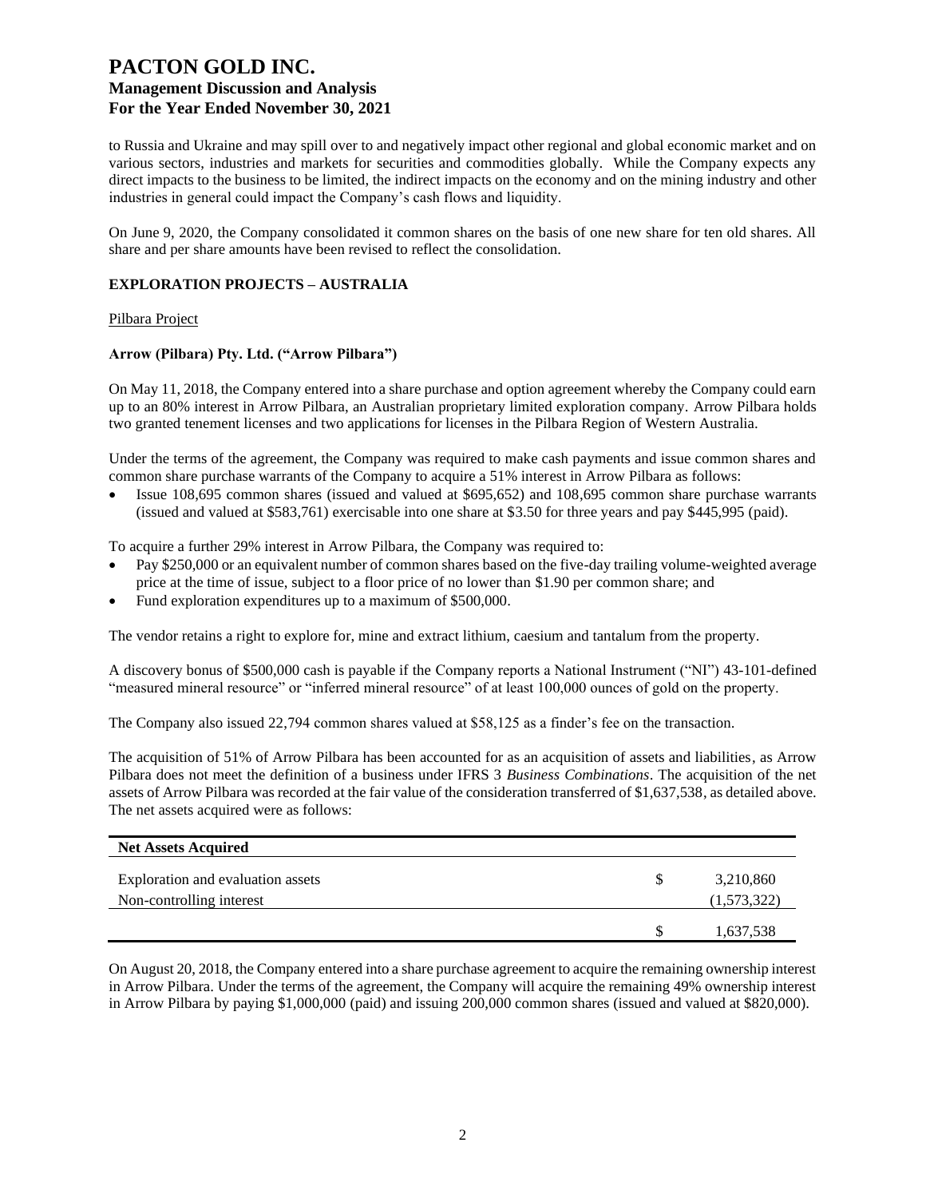to Russia and Ukraine and may spill over to and negatively impact other regional and global economic market and on various sectors, industries and markets for securities and commodities globally. While the Company expects any direct impacts to the business to be limited, the indirect impacts on the economy and on the mining industry and other industries in general could impact the Company's cash flows and liquidity.

On June 9, 2020, the Company consolidated it common shares on the basis of one new share for ten old shares. All share and per share amounts have been revised to reflect the consolidation.

## EXPLORATION PROJECTS – AUSTRALIA

Pilbara Project

### Arrow (Pilbara) Pty. Ltd. ("Arrow Pilbara")

On May 11, 2018, the Company entered into a share purchase and option agreement whereby the Company could earn up to an 80% interest in Arrow Pilbara, an Australian proprietary limited exploration company. Arrow Pilbara holds two granted tenement licenses and two applications for licenses in the Pilbara Region of Western Australia.

Under the terms of the agreement, the Company was required to make cash payments and issue common shares and common share purchase warrants of the Company to acquire a 51% interest in Arrow Pilbara as follows:

- Issue 108,695 common shares (issued and valued at $695,652) and 108,695 common share purchase warrants (issued and valued at $583,761) exercisable into one share at $3.50 for three years and pay $445,995 (paid).

To acquire a further 29% interest in Arrow Pilbara, the Company was required to:

- Pay $250,000 or an equivalent number of common shares based on the five-day trailing volume-weighted average price at the time of issue, subject to a floor price of no lower than $1.90 per common share; and
- Fund exploration expenditures up to a maximum of $500,000.

The vendor retains a right to explore for, mine and extract lithium, caesium and tantalum from the property.

A discovery bonus of $500,000 cash is payable if the Company reports a National Instrument ("NI") 43-101-defined "measured mineral resource" or "inferred mineral resource" of at least 100,000 ounces of gold on the property.

The Company also issued 22,794 common shares valued at $58,125 as a finder's fee on the transaction.

The acquisition of 51% of Arrow Pilbara has been accounted for as an acquisition of assets and liabilities, as Arrow Pilbara does not meet the definition of a business under IFRS 3 *Business Combinations*. The acquisition of the net assets of Arrow Pilbara was recorded at the fair value of the consideration transferred of $1,637,538, as detailed above. The net assets acquired were as follows:

| Net Assets Acquired | | |
|---|---|---|
| Exploration and evaluation assets | $ | 3,210,860 |
| Non-controlling interest | | (1,573,322) |
| | $ | 1,637,538 |

On August 20, 2018, the Company entered into a share purchase agreement to acquire the remaining ownership interest in Arrow Pilbara. Under the terms of the agreement, the Company will acquire the remaining 49% ownership interest in Arrow Pilbara by paying $1,000,000 (paid) and issuing 200,000 common shares (issued and valued at $820,000).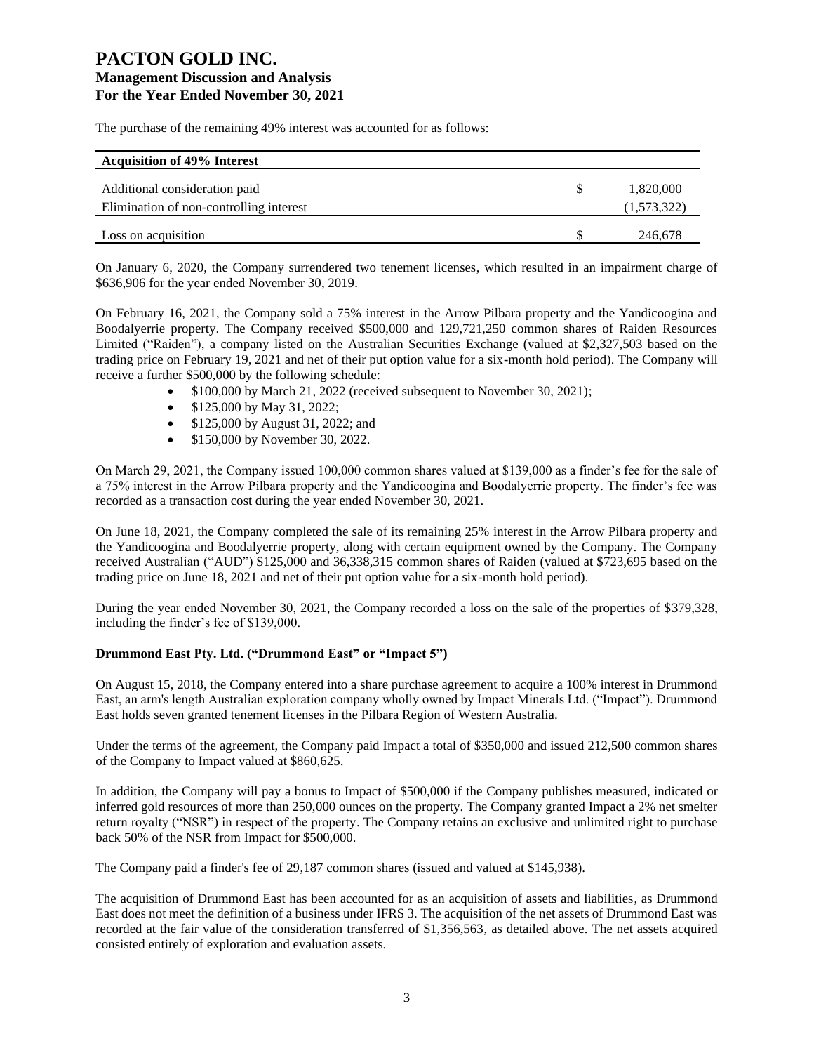The purchase of the remaining 49% interest was accounted for as follows:

| Acquisition of 49% Interest | | |
|---|---|---|
| Additional consideration paid | $ | 1,820,000 |
| Elimination of non-controlling interest | | (1,573,322) |
| Loss on acquisition | $ | 246,678 |

On January 6, 2020, the Company surrendered two tenement licenses, which resulted in an impairment charge of $636,906 for the year ended November 30, 2019.

On February 16, 2021, the Company sold a 75% interest in the Arrow Pilbara property and the Yandicoogina and Boodalyerrie property. The Company received $500,000 and 129,721,250 common shares of Raiden Resources Limited ("Raiden"), a company listed on the Australian Securities Exchange (valued at $2,327,503 based on the trading price on February 19, 2021 and net of their put option value for a six-month hold period). The Company will receive a further $500,000 by the following schedule:

- $100,000 by March 21, 2022 (received subsequent to November 30, 2021);
- $125,000 by May 31, 2022;
- $125,000 by August 31, 2022; and
- $150,000 by November 30, 2022.

On March 29, 2021, the Company issued 100,000 common shares valued at $139,000 as a finder's fee for the sale of a 75% interest in the Arrow Pilbara property and the Yandicoogina and Boodalyerrie property. The finder's fee was recorded as a transaction cost during the year ended November 30, 2021.

On June 18, 2021, the Company completed the sale of its remaining 25% interest in the Arrow Pilbara property and the Yandicoogina and Boodalyerrie property, along with certain equipment owned by the Company. The Company received Australian ("AUD") $125,000 and 36,338,315 common shares of Raiden (valued at $723,695 based on the trading price on June 18, 2021 and net of their put option value for a six-month hold period).

During the year ended November 30, 2021, the Company recorded a loss on the sale of the properties of $379,328, including the finder's fee of $139,000.

**Drummond East Pty. Ltd. ("Drummond East" or "Impact 5")**

On August 15, 2018, the Company entered into a share purchase agreement to acquire a 100% interest in Drummond East, an arm's length Australian exploration company wholly owned by Impact Minerals Ltd. ("Impact"). Drummond East holds seven granted tenement licenses in the Pilbara Region of Western Australia.

Under the terms of the agreement, the Company paid Impact a total of $350,000 and issued 212,500 common shares of the Company to Impact valued at $860,625.

In addition, the Company will pay a bonus to Impact of $500,000 if the Company publishes measured, indicated or inferred gold resources of more than 250,000 ounces on the property. The Company granted Impact a 2% net smelter return royalty ("NSR") in respect of the property. The Company retains an exclusive and unlimited right to purchase back 50% of the NSR from Impact for $500,000.

The Company paid a finder's fee of 29,187 common shares (issued and valued at $145,938).

The acquisition of Drummond East has been accounted for as an acquisition of assets and liabilities, as Drummond East does not meet the definition of a business under IFRS 3. The acquisition of the net assets of Drummond East was recorded at the fair value of the consideration transferred of $1,356,563, as detailed above. The net assets acquired consisted entirely of exploration and evaluation assets.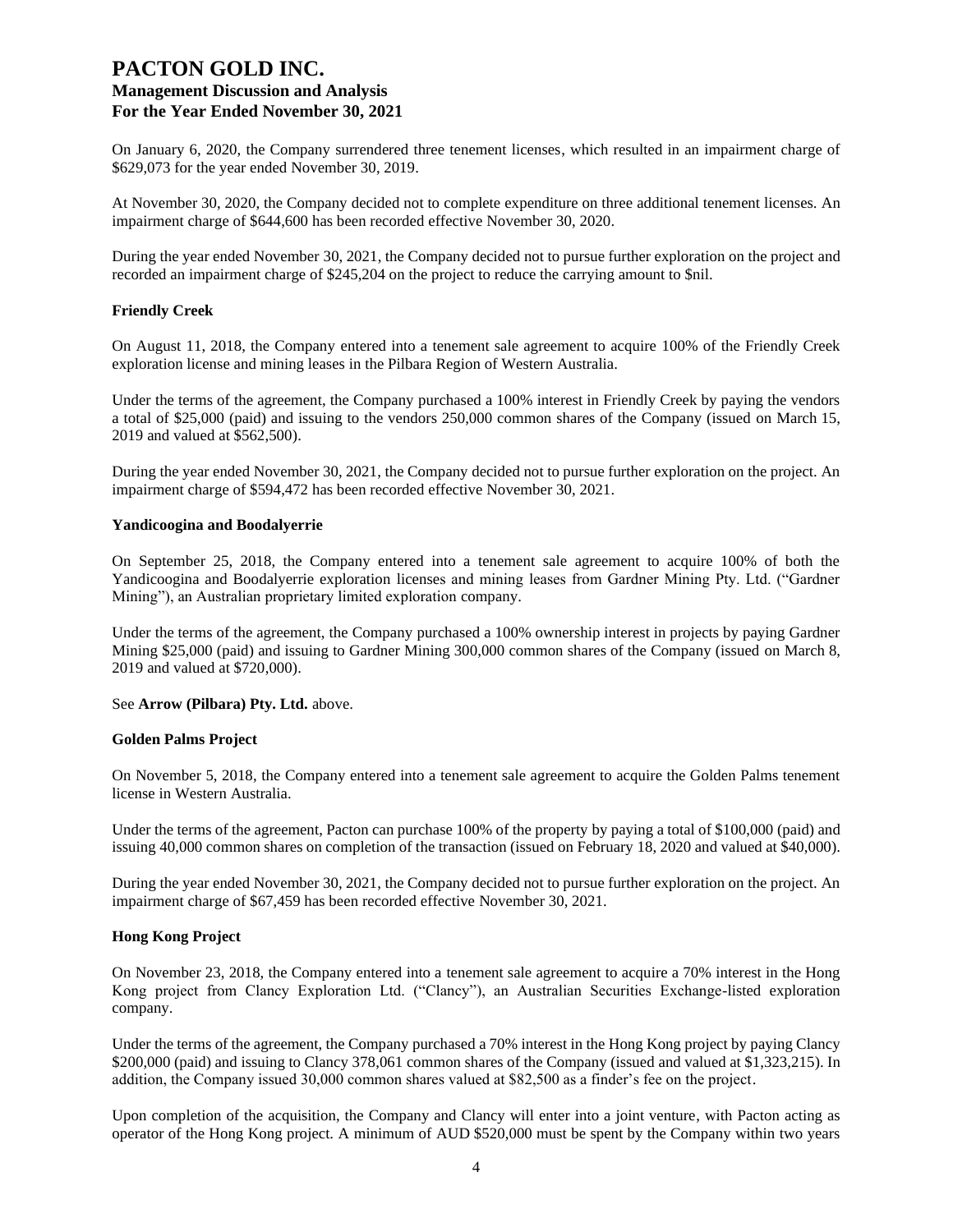On January 6, 2020, the Company surrendered three tenement licenses, which resulted in an impairment charge of $629,073 for the year ended November 30, 2019.

At November 30, 2020, the Company decided not to complete expenditure on three additional tenement licenses. An impairment charge of $644,600 has been recorded effective November 30, 2020.

During the year ended November 30, 2021, the Company decided not to pursue further exploration on the project and recorded an impairment charge of $245,204 on the project to reduce the carrying amount to $nil.

**Friendly Creek**

On August 11, 2018, the Company entered into a tenement sale agreement to acquire 100% of the Friendly Creek exploration license and mining leases in the Pilbara Region of Western Australia.

Under the terms of the agreement, the Company purchased a 100% interest in Friendly Creek by paying the vendors a total of $25,000 (paid) and issuing to the vendors 250,000 common shares of the Company (issued on March 15, 2019 and valued at $562,500).

During the year ended November 30, 2021, the Company decided not to pursue further exploration on the project. An impairment charge of $594,472 has been recorded effective November 30, 2021.

**Yandicoogina and Boodalyerrie**

On September 25, 2018, the Company entered into a tenement sale agreement to acquire 100% of both the Yandicoogina and Boodalyerrie exploration licenses and mining leases from Gardner Mining Pty. Ltd. ("Gardner Mining"), an Australian proprietary limited exploration company.

Under the terms of the agreement, the Company purchased a 100% ownership interest in projects by paying Gardner Mining $25,000 (paid) and issuing to Gardner Mining 300,000 common shares of the Company (issued on March 8, 2019 and valued at $720,000).

See **Arrow (Pilbara) Pty. Ltd.** above.

**Golden Palms Project**

On November 5, 2018, the Company entered into a tenement sale agreement to acquire the Golden Palms tenement license in Western Australia.

Under the terms of the agreement, Pacton can purchase 100% of the property by paying a total of $100,000 (paid) and issuing 40,000 common shares on completion of the transaction (issued on February 18, 2020 and valued at $40,000).

During the year ended November 30, 2021, the Company decided not to pursue further exploration on the project. An impairment charge of $67,459 has been recorded effective November 30, 2021.

**Hong Kong Project**

On November 23, 2018, the Company entered into a tenement sale agreement to acquire a 70% interest in the Hong Kong project from Clancy Exploration Ltd. ("Clancy"), an Australian Securities Exchange-listed exploration company.

Under the terms of the agreement, the Company purchased a 70% interest in the Hong Kong project by paying Clancy $200,000 (paid) and issuing to Clancy 378,061 common shares of the Company (issued and valued at $1,323,215). In addition, the Company issued 30,000 common shares valued at $82,500 as a finder's fee on the project.

Upon completion of the acquisition, the Company and Clancy will enter into a joint venture, with Pacton acting as operator of the Hong Kong project. A minimum of AUD $520,000 must be spent by the Company within two years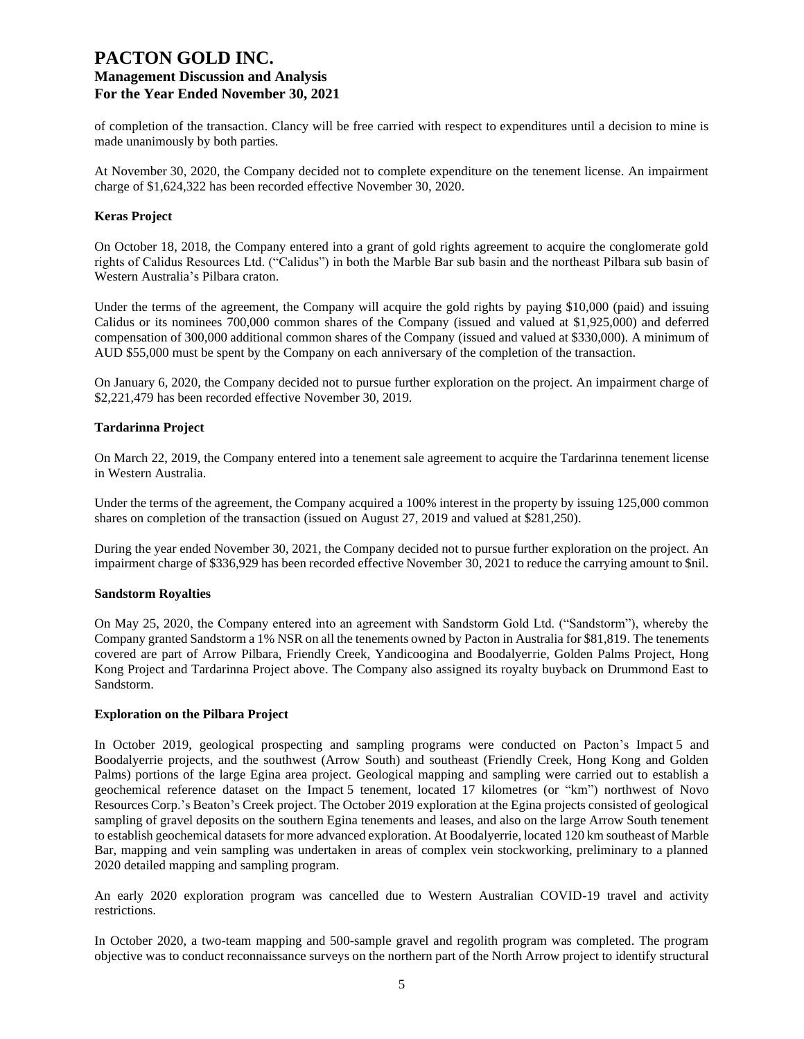of completion of the transaction. Clancy will be free carried with respect to expenditures until a decision to mine is made unanimously by both parties.

At November 30, 2020, the Company decided not to complete expenditure on the tenement license. An impairment charge of $1,624,322 has been recorded effective November 30, 2020.

**Keras Project**

On October 18, 2018, the Company entered into a grant of gold rights agreement to acquire the conglomerate gold rights of Calidus Resources Ltd. ("Calidus") in both the Marble Bar sub basin and the northeast Pilbara sub basin of Western Australia's Pilbara craton.

Under the terms of the agreement, the Company will acquire the gold rights by paying $10,000 (paid) and issuing Calidus or its nominees 700,000 common shares of the Company (issued and valued at $1,925,000) and deferred compensation of 300,000 additional common shares of the Company (issued and valued at $330,000). A minimum of AUD $55,000 must be spent by the Company on each anniversary of the completion of the transaction.

On January 6, 2020, the Company decided not to pursue further exploration on the project. An impairment charge of $2,221,479 has been recorded effective November 30, 2019.

**Tardarinna Project**

On March 22, 2019, the Company entered into a tenement sale agreement to acquire the Tardarinna tenement license in Western Australia.

Under the terms of the agreement, the Company acquired a 100% interest in the property by issuing 125,000 common shares on completion of the transaction (issued on August 27, 2019 and valued at $281,250).

During the year ended November 30, 2021, the Company decided not to pursue further exploration on the project. An impairment charge of $336,929 has been recorded effective November 30, 2021 to reduce the carrying amount to $nil.

**Sandstorm Royalties**

On May 25, 2020, the Company entered into an agreement with Sandstorm Gold Ltd. ("Sandstorm"), whereby the Company granted Sandstorm a 1% NSR on all the tenements owned by Pacton in Australia for $81,819. The tenements covered are part of Arrow Pilbara, Friendly Creek, Yandicoogina and Boodalyerrie, Golden Palms Project, Hong Kong Project and Tardarinna Project above. The Company also assigned its royalty buyback on Drummond East to Sandstorm.

**Exploration on the Pilbara Project**

In October 2019, geological prospecting and sampling programs were conducted on Pacton's Impact 5 and Boodalyerrie projects, and the southwest (Arrow South) and southeast (Friendly Creek, Hong Kong and Golden Palms) portions of the large Egina area project. Geological mapping and sampling were carried out to establish a geochemical reference dataset on the Impact 5 tenement, located 17 kilometres (or "km") northwest of Novo Resources Corp.'s Beaton's Creek project. The October 2019 exploration at the Egina projects consisted of geological sampling of gravel deposits on the southern Egina tenements and leases, and also on the large Arrow South tenement to establish geochemical datasets for more advanced exploration. At Boodalyerrie, located 120 km southeast of Marble Bar, mapping and vein sampling was undertaken in areas of complex vein stockworking, preliminary to a planned 2020 detailed mapping and sampling program.

An early 2020 exploration program was cancelled due to Western Australian COVID-19 travel and activity restrictions.

In October 2020, a two-team mapping and 500-sample gravel and regolith program was completed. The program objective was to conduct reconnaissance surveys on the northern part of the North Arrow project to identify structural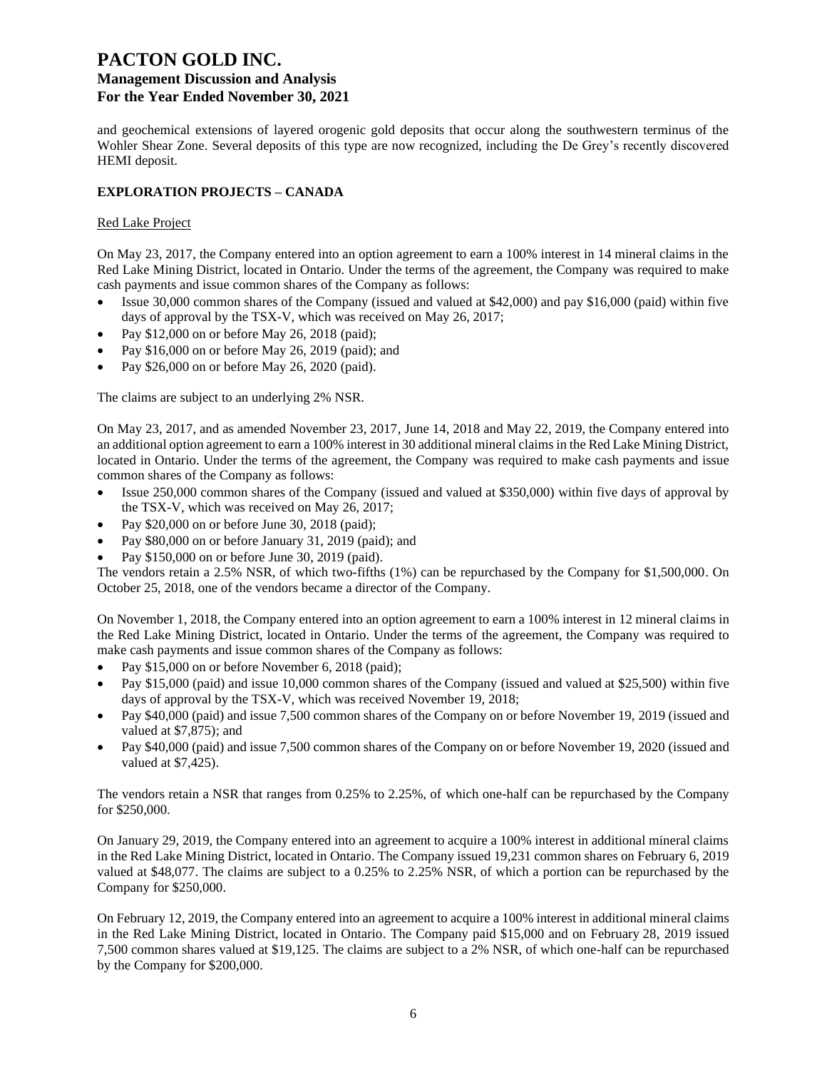and geochemical extensions of layered orogenic gold deposits that occur along the southwestern terminus of the Wohler Shear Zone. Several deposits of this type are now recognized, including the De Grey's recently discovered HEMI deposit.

## EXPLORATION PROJECTS – CANADA

### Red Lake Project

On May 23, 2017, the Company entered into an option agreement to earn a 100% interest in 14 mineral claims in the Red Lake Mining District, located in Ontario. Under the terms of the agreement, the Company was required to make cash payments and issue common shares of the Company as follows:

- Issue 30,000 common shares of the Company (issued and valued at $42,000) and pay $16,000 (paid) within five days of approval by the TSX-V, which was received on May 26, 2017;
- Pay $12,000 on or before May 26, 2018 (paid);
- Pay $16,000 on or before May 26, 2019 (paid); and
- Pay $26,000 on or before May 26, 2020 (paid).

The claims are subject to an underlying 2% NSR.

On May 23, 2017, and as amended November 23, 2017, June 14, 2018 and May 22, 2019, the Company entered into an additional option agreement to earn a 100% interest in 30 additional mineral claims in the Red Lake Mining District, located in Ontario. Under the terms of the agreement, the Company was required to make cash payments and issue common shares of the Company as follows:

- Issue 250,000 common shares of the Company (issued and valued at $350,000) within five days of approval by the TSX-V, which was received on May 26, 2017;
- Pay $20,000 on or before June 30, 2018 (paid);
- Pay $80,000 on or before January 31, 2019 (paid); and
- Pay $150,000 on or before June 30, 2019 (paid).

The vendors retain a 2.5% NSR, of which two-fifths (1%) can be repurchased by the Company for $1,500,000. On October 25, 2018, one of the vendors became a director of the Company.

On November 1, 2018, the Company entered into an option agreement to earn a 100% interest in 12 mineral claims in the Red Lake Mining District, located in Ontario. Under the terms of the agreement, the Company was required to make cash payments and issue common shares of the Company as follows:

- Pay $15,000 on or before November 6, 2018 (paid);
- Pay $15,000 (paid) and issue 10,000 common shares of the Company (issued and valued at $25,500) within five days of approval by the TSX-V, which was received November 19, 2018;
- Pay $40,000 (paid) and issue 7,500 common shares of the Company on or before November 19, 2019 (issued and valued at $7,875); and
- Pay $40,000 (paid) and issue 7,500 common shares of the Company on or before November 19, 2020 (issued and valued at $7,425).

The vendors retain a NSR that ranges from 0.25% to 2.25%, of which one-half can be repurchased by the Company for $250,000.

On January 29, 2019, the Company entered into an agreement to acquire a 100% interest in additional mineral claims in the Red Lake Mining District, located in Ontario. The Company issued 19,231 common shares on February 6, 2019 valued at $48,077. The claims are subject to a 0.25% to 2.25% NSR, of which a portion can be repurchased by the Company for $250,000.

On February 12, 2019, the Company entered into an agreement to acquire a 100% interest in additional mineral claims in the Red Lake Mining District, located in Ontario. The Company paid $15,000 and on February 28, 2019 issued 7,500 common shares valued at $19,125. The claims are subject to a 2% NSR, of which one-half can be repurchased by the Company for $200,000.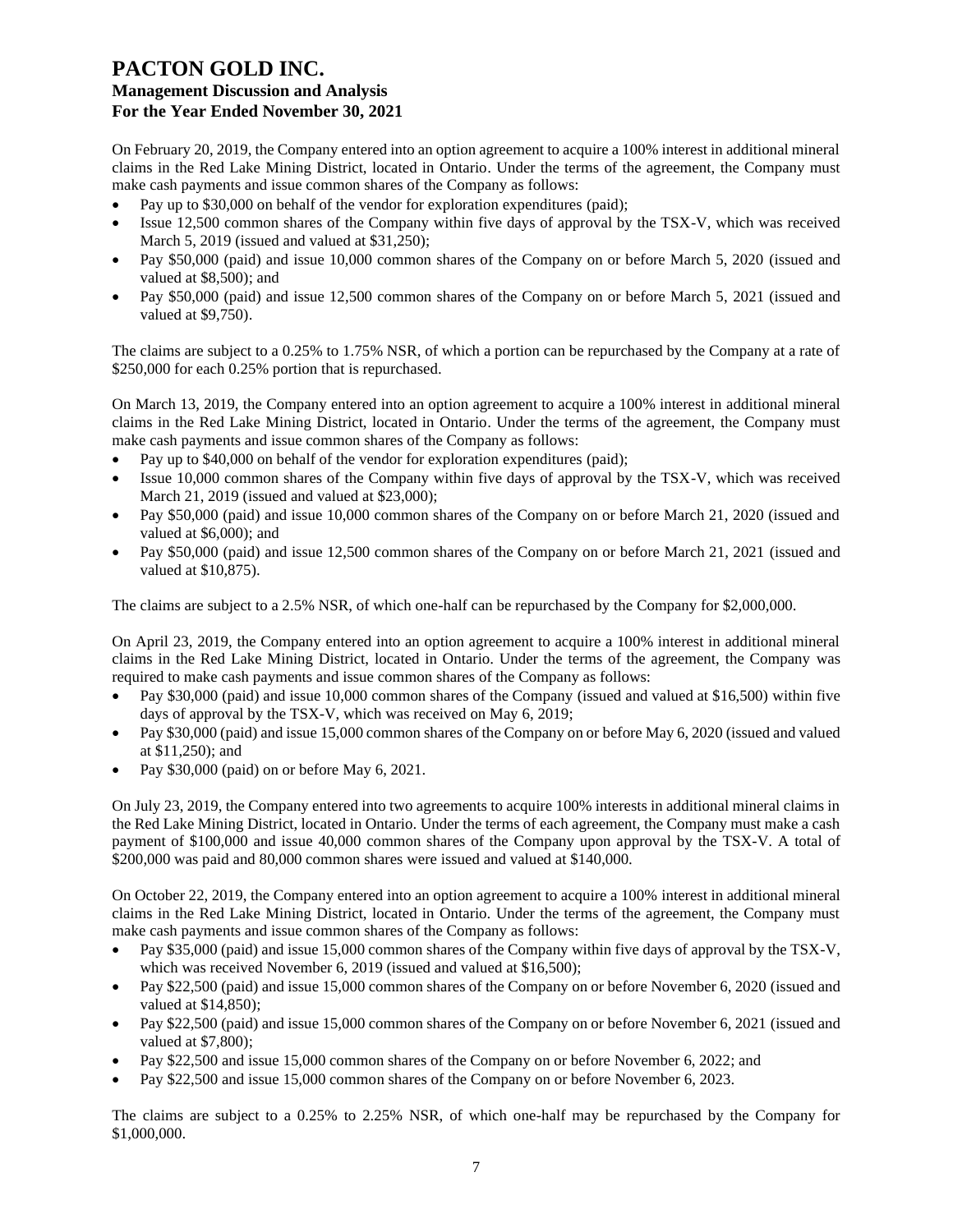On February 20, 2019, the Company entered into an option agreement to acquire a 100% interest in additional mineral claims in the Red Lake Mining District, located in Ontario. Under the terms of the agreement, the Company must make cash payments and issue common shares of the Company as follows:

- Pay up to $30,000 on behalf of the vendor for exploration expenditures (paid);
- Issue 12,500 common shares of the Company within five days of approval by the TSX-V, which was received March 5, 2019 (issued and valued at $31,250);
- Pay $50,000 (paid) and issue 10,000 common shares of the Company on or before March 5, 2020 (issued and valued at $8,500); and
- Pay $50,000 (paid) and issue 12,500 common shares of the Company on or before March 5, 2021 (issued and valued at $9,750).

The claims are subject to a 0.25% to 1.75% NSR, of which a portion can be repurchased by the Company at a rate of $250,000 for each 0.25% portion that is repurchased.

On March 13, 2019, the Company entered into an option agreement to acquire a 100% interest in additional mineral claims in the Red Lake Mining District, located in Ontario. Under the terms of the agreement, the Company must make cash payments and issue common shares of the Company as follows:

- Pay up to $40,000 on behalf of the vendor for exploration expenditures (paid);
- Issue 10,000 common shares of the Company within five days of approval by the TSX-V, which was received March 21, 2019 (issued and valued at $23,000);
- Pay $50,000 (paid) and issue 10,000 common shares of the Company on or before March 21, 2020 (issued and valued at $6,000); and
- Pay $50,000 (paid) and issue 12,500 common shares of the Company on or before March 21, 2021 (issued and valued at $10,875).

The claims are subject to a 2.5% NSR, of which one-half can be repurchased by the Company for $2,000,000.

On April 23, 2019, the Company entered into an option agreement to acquire a 100% interest in additional mineral claims in the Red Lake Mining District, located in Ontario. Under the terms of the agreement, the Company was required to make cash payments and issue common shares of the Company as follows:

- Pay $30,000 (paid) and issue 10,000 common shares of the Company (issued and valued at $16,500) within five days of approval by the TSX-V, which was received on May 6, 2019;
- Pay $30,000 (paid) and issue 15,000 common shares of the Company on or before May 6, 2020 (issued and valued at $11,250); and
- Pay $30,000 (paid) on or before May 6, 2021.

On July 23, 2019, the Company entered into two agreements to acquire 100% interests in additional mineral claims in the Red Lake Mining District, located in Ontario. Under the terms of each agreement, the Company must make a cash payment of $100,000 and issue 40,000 common shares of the Company upon approval by the TSX-V. A total of $200,000 was paid and 80,000 common shares were issued and valued at $140,000.

On October 22, 2019, the Company entered into an option agreement to acquire a 100% interest in additional mineral claims in the Red Lake Mining District, located in Ontario. Under the terms of the agreement, the Company must make cash payments and issue common shares of the Company as follows:

- Pay $35,000 (paid) and issue 15,000 common shares of the Company within five days of approval by the TSX-V, which was received November 6, 2019 (issued and valued at $16,500);
- Pay $22,500 (paid) and issue 15,000 common shares of the Company on or before November 6, 2020 (issued and valued at $14,850);
- Pay $22,500 (paid) and issue 15,000 common shares of the Company on or before November 6, 2021 (issued and valued at $7,800);
- Pay $22,500 and issue 15,000 common shares of the Company on or before November 6, 2022; and
- Pay $22,500 and issue 15,000 common shares of the Company on or before November 6, 2023.

The claims are subject to a 0.25% to 2.25% NSR, of which one-half may be repurchased by the Company for $1,000,000.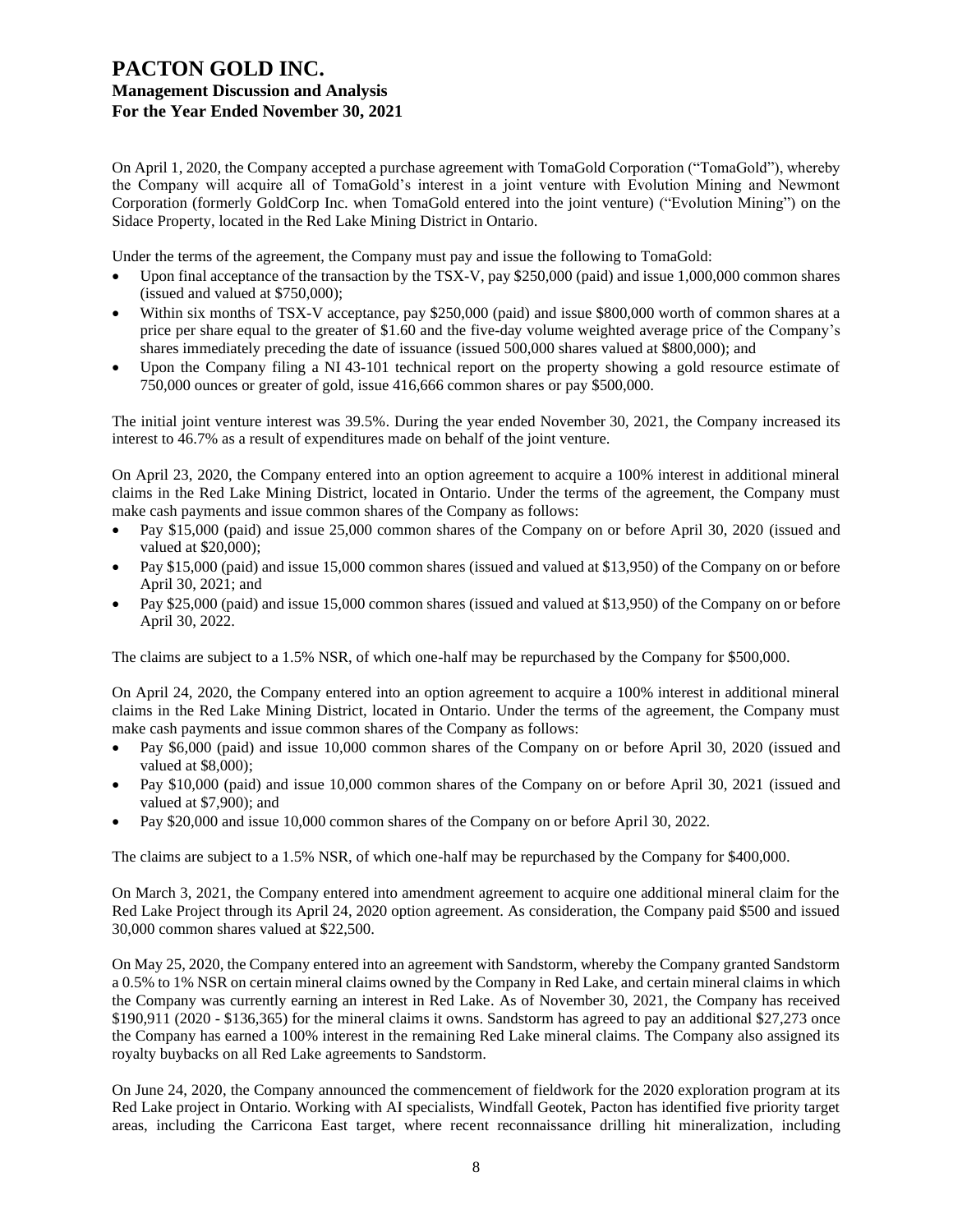On April 1, 2020, the Company accepted a purchase agreement with TomaGold Corporation ("TomaGold"), whereby the Company will acquire all of TomaGold's interest in a joint venture with Evolution Mining and Newmont Corporation (formerly GoldCorp Inc. when TomaGold entered into the joint venture) ("Evolution Mining") on the Sidace Property, located in the Red Lake Mining District in Ontario.

Under the terms of the agreement, the Company must pay and issue the following to TomaGold:

- Upon final acceptance of the transaction by the TSX-V, pay $250,000 (paid) and issue 1,000,000 common shares (issued and valued at $750,000);
- Within six months of TSX-V acceptance, pay $250,000 (paid) and issue $800,000 worth of common shares at a price per share equal to the greater of $1.60 and the five-day volume weighted average price of the Company's shares immediately preceding the date of issuance (issued 500,000 shares valued at $800,000); and
- Upon the Company filing a NI 43-101 technical report on the property showing a gold resource estimate of 750,000 ounces or greater of gold, issue 416,666 common shares or pay $500,000.

The initial joint venture interest was 39.5%. During the year ended November 30, 2021, the Company increased its interest to 46.7% as a result of expenditures made on behalf of the joint venture.

On April 23, 2020, the Company entered into an option agreement to acquire a 100% interest in additional mineral claims in the Red Lake Mining District, located in Ontario. Under the terms of the agreement, the Company must make cash payments and issue common shares of the Company as follows:

- Pay $15,000 (paid) and issue 25,000 common shares of the Company on or before April 30, 2020 (issued and valued at $20,000);
- Pay $15,000 (paid) and issue 15,000 common shares (issued and valued at $13,950) of the Company on or before April 30, 2021; and
- Pay $25,000 (paid) and issue 15,000 common shares (issued and valued at $13,950) of the Company on or before April 30, 2022.

The claims are subject to a 1.5% NSR, of which one-half may be repurchased by the Company for $500,000.

On April 24, 2020, the Company entered into an option agreement to acquire a 100% interest in additional mineral claims in the Red Lake Mining District, located in Ontario. Under the terms of the agreement, the Company must make cash payments and issue common shares of the Company as follows:

- Pay $6,000 (paid) and issue 10,000 common shares of the Company on or before April 30, 2020 (issued and valued at $8,000);
- Pay $10,000 (paid) and issue 10,000 common shares of the Company on or before April 30, 2021 (issued and valued at $7,900); and
- Pay $20,000 and issue 10,000 common shares of the Company on or before April 30, 2022.

The claims are subject to a 1.5% NSR, of which one-half may be repurchased by the Company for $400,000.

On March 3, 2021, the Company entered into amendment agreement to acquire one additional mineral claim for the Red Lake Project through its April 24, 2020 option agreement. As consideration, the Company paid $500 and issued 30,000 common shares valued at $22,500.

On May 25, 2020, the Company entered into an agreement with Sandstorm, whereby the Company granted Sandstorm a 0.5% to 1% NSR on certain mineral claims owned by the Company in Red Lake, and certain mineral claims in which the Company was currently earning an interest in Red Lake. As of November 30, 2021, the Company has received $190,911 (2020 - $136,365) for the mineral claims it owns. Sandstorm has agreed to pay an additional $27,273 once the Company has earned a 100% interest in the remaining Red Lake mineral claims. The Company also assigned its royalty buybacks on all Red Lake agreements to Sandstorm.

On June 24, 2020, the Company announced the commencement of fieldwork for the 2020 exploration program at its Red Lake project in Ontario. Working with AI specialists, Windfall Geotek, Pacton has identified five priority target areas, including the Carricona East target, where recent reconnaissance drilling hit mineralization, including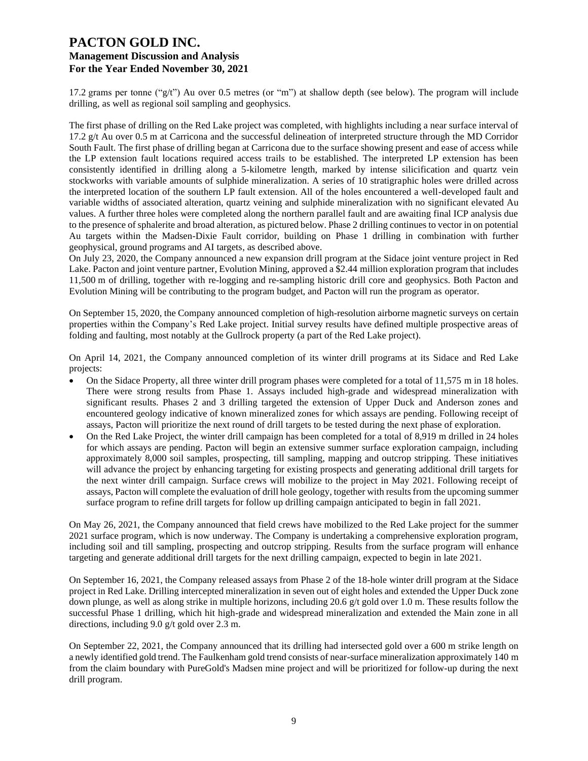17.2 grams per tonne ("g/t") Au over 0.5 metres (or "m") at shallow depth (see below). The program will include drilling, as well as regional soil sampling and geophysics.

The first phase of drilling on the Red Lake project was completed, with highlights including a near surface interval of 17.2 g/t Au over 0.5 m at Carricona and the successful delineation of interpreted structure through the MD Corridor South Fault. The first phase of drilling began at Carricona due to the surface showing present and ease of access while the LP extension fault locations required access trails to be established. The interpreted LP extension has been consistently identified in drilling along a 5-kilometre length, marked by intense silicification and quartz vein stockworks with variable amounts of sulphide mineralization. A series of 10 stratigraphic holes were drilled across the interpreted location of the southern LP fault extension. All of the holes encountered a well-developed fault and variable widths of associated alteration, quartz veining and sulphide mineralization with no significant elevated Au values. A further three holes were completed along the northern parallel fault and are awaiting final ICP analysis due to the presence of sphalerite and broad alteration, as pictured below. Phase 2 drilling continues to vector in on potential Au targets within the Madsen-Dixie Fault corridor, building on Phase 1 drilling in combination with further geophysical, ground programs and AI targets, as described above.

On July 23, 2020, the Company announced a new expansion drill program at the Sidace joint venture project in Red Lake. Pacton and joint venture partner, Evolution Mining, approved a $2.44 million exploration program that includes 11,500 m of drilling, together with re-logging and re-sampling historic drill core and geophysics. Both Pacton and Evolution Mining will be contributing to the program budget, and Pacton will run the program as operator.

On September 15, 2020, the Company announced completion of high-resolution airborne magnetic surveys on certain properties within the Company's Red Lake project. Initial survey results have defined multiple prospective areas of folding and faulting, most notably at the Gullrock property (a part of the Red Lake project).

On April 14, 2021, the Company announced completion of its winter drill programs at its Sidace and Red Lake projects:

- On the Sidace Property, all three winter drill program phases were completed for a total of 11,575 m in 18 holes. There were strong results from Phase 1. Assays included high-grade and widespread mineralization with significant results. Phases 2 and 3 drilling targeted the extension of Upper Duck and Anderson zones and encountered geology indicative of known mineralized zones for which assays are pending. Following receipt of assays, Pacton will prioritize the next round of drill targets to be tested during the next phase of exploration.
- On the Red Lake Project, the winter drill campaign has been completed for a total of 8,919 m drilled in 24 holes for which assays are pending. Pacton will begin an extensive summer surface exploration campaign, including approximately 8,000 soil samples, prospecting, till sampling, mapping and outcrop stripping. These initiatives will advance the project by enhancing targeting for existing prospects and generating additional drill targets for the next winter drill campaign. Surface crews will mobilize to the project in May 2021. Following receipt of assays, Pacton will complete the evaluation of drill hole geology, together with results from the upcoming summer surface program to refine drill targets for follow up drilling campaign anticipated to begin in fall 2021.

On May 26, 2021, the Company announced that field crews have mobilized to the Red Lake project for the summer 2021 surface program, which is now underway. The Company is undertaking a comprehensive exploration program, including soil and till sampling, prospecting and outcrop stripping. Results from the surface program will enhance targeting and generate additional drill targets for the next drilling campaign, expected to begin in late 2021.

On September 16, 2021, the Company released assays from Phase 2 of the 18-hole winter drill program at the Sidace project in Red Lake. Drilling intercepted mineralization in seven out of eight holes and extended the Upper Duck zone down plunge, as well as along strike in multiple horizons, including 20.6 g/t gold over 1.0 m. These results follow the successful Phase 1 drilling, which hit high-grade and widespread mineralization and extended the Main zone in all directions, including 9.0 g/t gold over 2.3 m.

On September 22, 2021, the Company announced that its drilling had intersected gold over a 600 m strike length on a newly identified gold trend. The Faulkenham gold trend consists of near-surface mineralization approximately 140 m from the claim boundary with PureGold's Madsen mine project and will be prioritized for follow-up during the next drill program.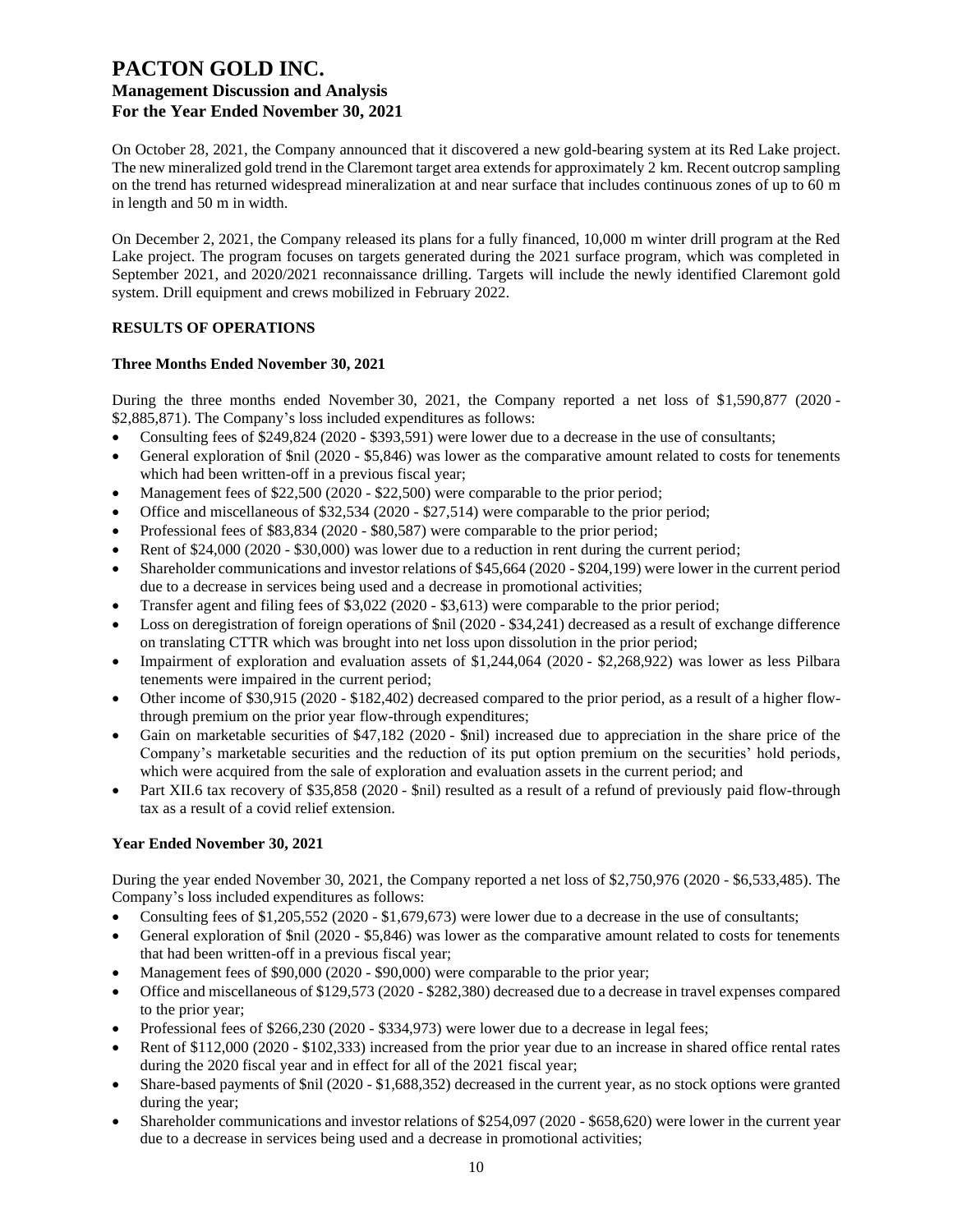On October 28, 2021, the Company announced that it discovered a new gold-bearing system at its Red Lake project. The new mineralized gold trend in the Claremont target area extends for approximately 2 km. Recent outcrop sampling on the trend has returned widespread mineralization at and near surface that includes continuous zones of up to 60 m in length and 50 m in width.

On December 2, 2021, the Company released its plans for a fully financed, 10,000 m winter drill program at the Red Lake project. The program focuses on targets generated during the 2021 surface program, which was completed in September 2021, and 2020/2021 reconnaissance drilling. Targets will include the newly identified Claremont gold system. Drill equipment and crews mobilized in February 2022.

## RESULTS OF OPERATIONS

### Three Months Ended November 30, 2021

During the three months ended November 30, 2021, the Company reported a net loss of $1,590,877 (2020 - $2,885,871). The Company's loss included expenditures as follows:

- Consulting fees of $249,824 (2020 - $393,591) were lower due to a decrease in the use of consultants;
- General exploration of $nil (2020 - $5,846) was lower as the comparative amount related to costs for tenements which had been written-off in a previous fiscal year;
- Management fees of $22,500 (2020 - $22,500) were comparable to the prior period;
- Office and miscellaneous of $32,534 (2020 - $27,514) were comparable to the prior period;
- Professional fees of $83,834 (2020 - $80,587) were comparable to the prior period;
- Rent of $24,000 (2020 - $30,000) was lower due to a reduction in rent during the current period;
- Shareholder communications and investor relations of $45,664 (2020 - $204,199) were lower in the current period due to a decrease in services being used and a decrease in promotional activities;
- Transfer agent and filing fees of $3,022 (2020 - $3,613) were comparable to the prior period;
- Loss on deregistration of foreign operations of $nil (2020 - $34,241) decreased as a result of exchange difference on translating CTTR which was brought into net loss upon dissolution in the prior period;
- Impairment of exploration and evaluation assets of $1,244,064 (2020 - $2,268,922) was lower as less Pilbara tenements were impaired in the current period;
- Other income of $30,915 (2020 - $182,402) decreased compared to the prior period, as a result of a higher flow-through premium on the prior year flow-through expenditures;
- Gain on marketable securities of $47,182 (2020 - $nil) increased due to appreciation in the share price of the Company's marketable securities and the reduction of its put option premium on the securities' hold periods, which were acquired from the sale of exploration and evaluation assets in the current period; and
- Part XII.6 tax recovery of $35,858 (2020 - $nil) resulted as a result of a refund of previously paid flow-through tax as a result of a covid relief extension.

### Year Ended November 30, 2021

During the year ended November 30, 2021, the Company reported a net loss of $2,750,976 (2020 - $6,533,485). The Company's loss included expenditures as follows:

- Consulting fees of $1,205,552 (2020 - $1,679,673) were lower due to a decrease in the use of consultants;
- General exploration of $nil (2020 - $5,846) was lower as the comparative amount related to costs for tenements that had been written-off in a previous fiscal year;
- Management fees of $90,000 (2020 - $90,000) were comparable to the prior year;
- Office and miscellaneous of $129,573 (2020 - $282,380) decreased due to a decrease in travel expenses compared to the prior year;
- Professional fees of $266,230 (2020 - $334,973) were lower due to a decrease in legal fees;
- Rent of $112,000 (2020 - $102,333) increased from the prior year due to an increase in shared office rental rates during the 2020 fiscal year and in effect for all of the 2021 fiscal year;
- Share-based payments of $nil (2020 - $1,688,352) decreased in the current year, as no stock options were granted during the year;
- Shareholder communications and investor relations of $254,097 (2020 - $658,620) were lower in the current year due to a decrease in services being used and a decrease in promotional activities;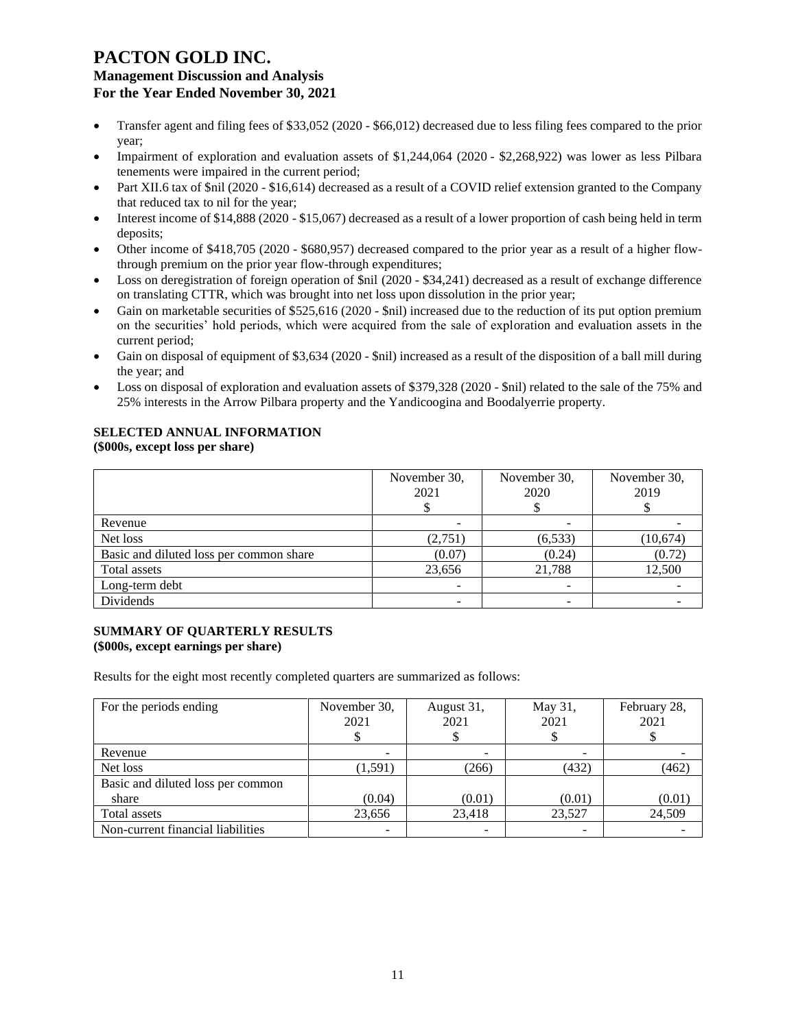- Transfer agent and filing fees of $33,052 (2020 - $66,012) decreased due to less filing fees compared to the prior year;
- Impairment of exploration and evaluation assets of $1,244,064 (2020 - $2,268,922) was lower as less Pilbara tenements were impaired in the current period;
- Part XII.6 tax of $nil (2020 - $16,614) decreased as a result of a COVID relief extension granted to the Company that reduced tax to nil for the year;
- Interest income of $14,888 (2020 - $15,067) decreased as a result of a lower proportion of cash being held in term deposits;
- Other income of $418,705 (2020 - $680,957) decreased compared to the prior year as a result of a higher flow-through premium on the prior year flow-through expenditures;
- Loss on deregistration of foreign operation of $nil (2020 - $34,241) decreased as a result of exchange difference on translating CTTR, which was brought into net loss upon dissolution in the prior year;
- Gain on marketable securities of $525,616 (2020 - $nil) increased due to the reduction of its put option premium on the securities' hold periods, which were acquired from the sale of exploration and evaluation assets in the current period;
- Gain on disposal of equipment of $3,634 (2020 - $nil) increased as a result of the disposition of a ball mill during the year; and
- Loss on disposal of exploration and evaluation assets of $379,328 (2020 - $nil) related to the sale of the 75% and 25% interests in the Arrow Pilbara property and the Yandicoogina and Boodalyerrie property.

## SELECTED ANNUAL INFORMATION

**($000s, except loss per share)**

| | November 30, 2021 $ | November 30, 2020 $ | November 30, 2019 $ |
|---|---|---|---|
| Revenue | - | - | - |
| Net loss | (2,751) | (6,533) | (10,674) |
| Basic and diluted loss per common share | (0.07) | (0.24) | (0.72) |
| Total assets | 23,656 | 21,788 | 12,500 |
| Long-term debt | - | - | - |
| Dividends | - | - | - |

## SUMMARY OF QUARTERLY RESULTS

**($000s, except earnings per share)**

Results for the eight most recently completed quarters are summarized as follows:

| For the periods ending | November 30, 2021 $ | August 31, 2021 $ | May 31, 2021 $ | February 28, 2021 $ |
|---|---|---|---|---|
| Revenue | - | - | - | - |
| Net loss | (1,591) | (266) | (432) | (462) |
| Basic and diluted loss per common share | (0.04) | (0.01) | (0.01) | (0.01) |
| Total assets | 23,656 | 23,418 | 23,527 | 24,509 |
| Non-current financial liabilities | - | - | - | - |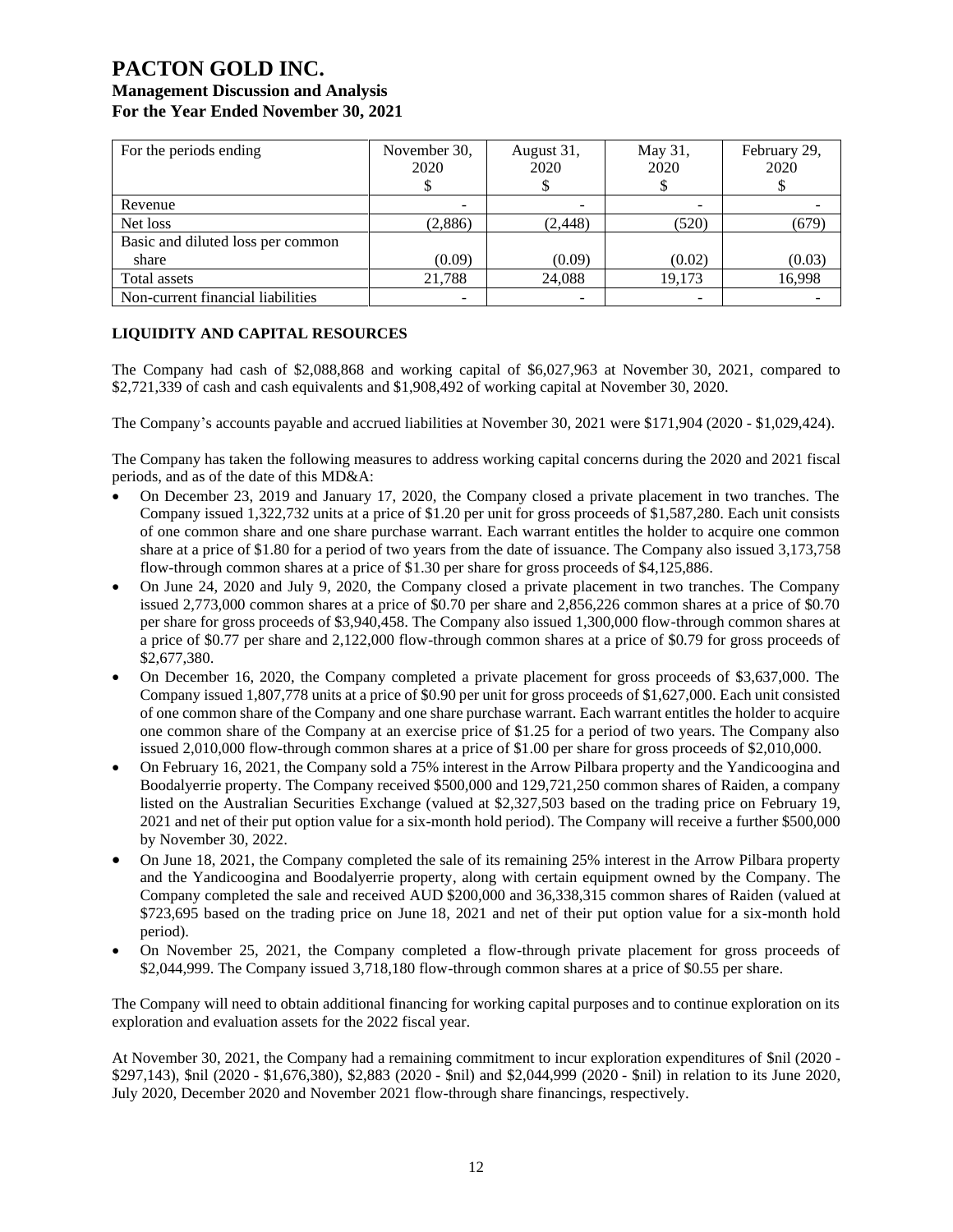| For the periods ending | November 30, 2020 $ | August 31, 2020 $ | May 31, 2020 $ | February 29, 2020 $ |
|---|---|---|---|---|
| Revenue | - | - | - | - |
| Net loss | (2,886) | (2,448) | (520) | (679) |
| Basic and diluted loss per common share | (0.09) | (0.09) | (0.02) | (0.03) |
| Total assets | 21,788 | 24,088 | 19,173 | 16,998 |
| Non-current financial liabilities | - | - | - | - |

## LIQUIDITY AND CAPITAL RESOURCES

The Company had cash of $2,088,868 and working capital of $6,027,963 at November 30, 2021, compared to $2,721,339 of cash and cash equivalents and $1,908,492 of working capital at November 30, 2020.

The Company's accounts payable and accrued liabilities at November 30, 2021 were $171,904 (2020 - $1,029,424).

The Company has taken the following measures to address working capital concerns during the 2020 and 2021 fiscal periods, and as of the date of this MD&A:

- On December 23, 2019 and January 17, 2020, the Company closed a private placement in two tranches. The Company issued 1,322,732 units at a price of $1.20 per unit for gross proceeds of $1,587,280. Each unit consists of one common share and one share purchase warrant. Each warrant entitles the holder to acquire one common share at a price of $1.80 for a period of two years from the date of issuance. The Company also issued 3,173,758 flow-through common shares at a price of $1.30 per share for gross proceeds of $4,125,886.
- On June 24, 2020 and July 9, 2020, the Company closed a private placement in two tranches. The Company issued 2,773,000 common shares at a price of $0.70 per share and 2,856,226 common shares at a price of $0.70 per share for gross proceeds of $3,940,458. The Company also issued 1,300,000 flow-through common shares at a price of $0.77 per share and 2,122,000 flow-through common shares at a price of $0.79 for gross proceeds of $2,677,380.
- On December 16, 2020, the Company completed a private placement for gross proceeds of $3,637,000. The Company issued 1,807,778 units at a price of $0.90 per unit for gross proceeds of $1,627,000. Each unit consisted of one common share of the Company and one share purchase warrant. Each warrant entitles the holder to acquire one common share of the Company at an exercise price of $1.25 for a period of two years. The Company also issued 2,010,000 flow-through common shares at a price of $1.00 per share for gross proceeds of $2,010,000.
- On February 16, 2021, the Company sold a 75% interest in the Arrow Pilbara property and the Yandicoogina and Boodalyerrie property. The Company received $500,000 and 129,721,250 common shares of Raiden, a company listed on the Australian Securities Exchange (valued at $2,327,503 based on the trading price on February 19, 2021 and net of their put option value for a six-month hold period). The Company will receive a further $500,000 by November 30, 2022.
- On June 18, 2021, the Company completed the sale of its remaining 25% interest in the Arrow Pilbara property and the Yandicoogina and Boodalyerrie property, along with certain equipment owned by the Company. The Company completed the sale and received AUD $200,000 and 36,338,315 common shares of Raiden (valued at $723,695 based on the trading price on June 18, 2021 and net of their put option value for a six-month hold period).
- On November 25, 2021, the Company completed a flow-through private placement for gross proceeds of $2,044,999. The Company issued 3,718,180 flow-through common shares at a price of $0.55 per share.

The Company will need to obtain additional financing for working capital purposes and to continue exploration on its exploration and evaluation assets for the 2022 fiscal year.

At November 30, 2021, the Company had a remaining commitment to incur exploration expenditures of $nil (2020 - $297,143), $nil (2020 - $1,676,380), $2,883 (2020 - $nil) and $2,044,999 (2020 - $nil) in relation to its June 2020, July 2020, December 2020 and November 2021 flow-through share financings, respectively.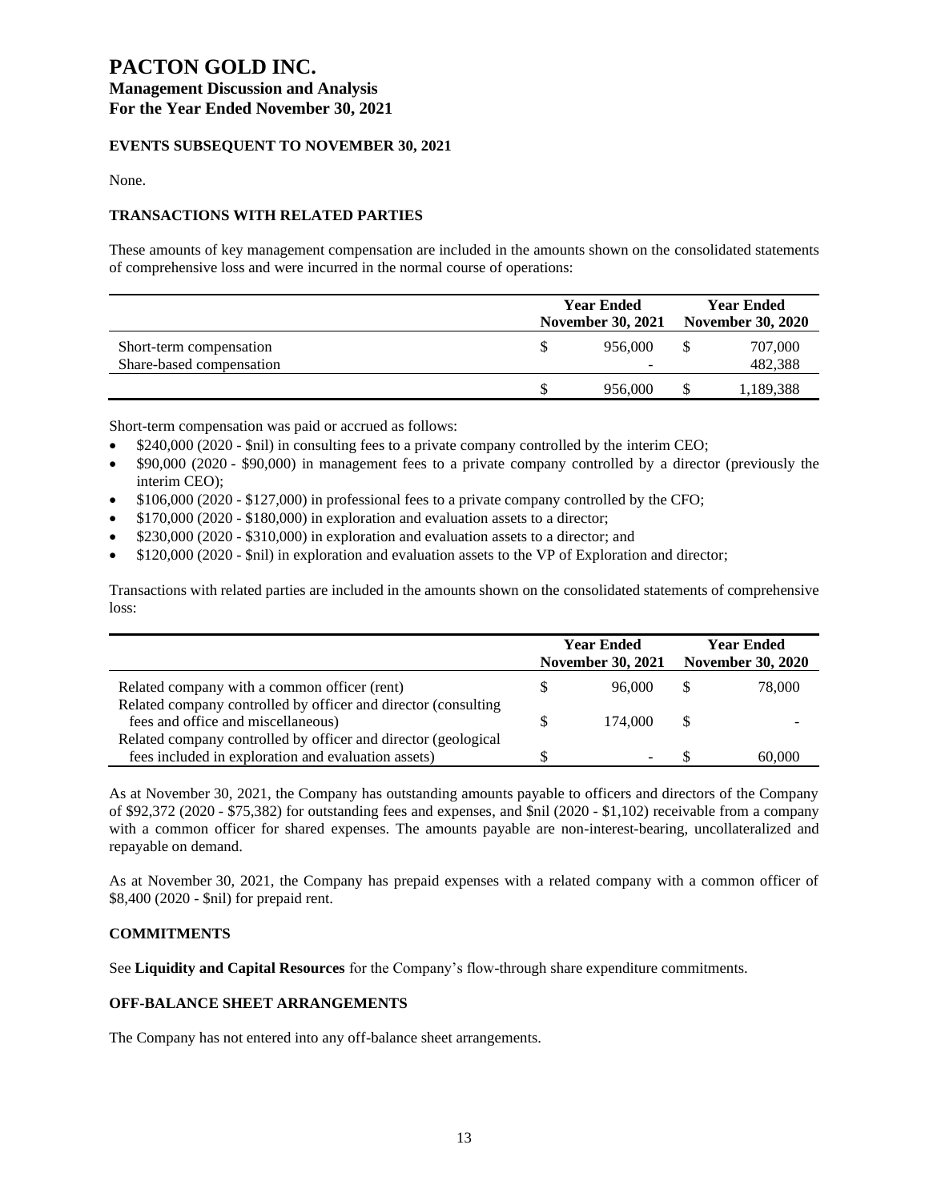# PACTON GOLD INC.
## Management Discussion and Analysis
## For the Year Ended November 30, 2021

### EVENTS SUBSEQUENT TO NOVEMBER 30, 2021

None.

### TRANSACTIONS WITH RELATED PARTIES

These amounts of key management compensation are included in the amounts shown on the consolidated statements of comprehensive loss and were incurred in the normal course of operations:

| | Year Ended November 30, 2021 | Year Ended November 30, 2020 |
|---|---|---|
| Short-term compensation | $ 956,000 | $ 707,000 |
| Share-based compensation | - | 482,388 |
| | $ 956,000 | $ 1,189,388 |

Short-term compensation was paid or accrued as follows:

- $240,000 (2020 - $nil) in consulting fees to a private company controlled by the interim CEO;
- $90,000 (2020 - $90,000) in management fees to a private company controlled by a director (previously the interim CEO);
- $106,000 (2020 - $127,000) in professional fees to a private company controlled by the CFO;
- $170,000 (2020 - $180,000) in exploration and evaluation assets to a director;
- $230,000 (2020 - $310,000) in exploration and evaluation assets to a director; and
- $120,000 (2020 - $nil) in exploration and evaluation assets to the VP of Exploration and director;

Transactions with related parties are included in the amounts shown on the consolidated statements of comprehensive loss:

| | Year Ended November 30, 2021 | Year Ended November 30, 2020 |
|---|---|---|
| Related company with a common officer (rent) | $ 96,000 | $ 78,000 |
| Related company controlled by officer and director (consulting fees and office and miscellaneous) | $ 174,000 | $ - |
| Related company controlled by officer and director (geological fees included in exploration and evaluation assets) | $ - | $ 60,000 |

As at November 30, 2021, the Company has outstanding amounts payable to officers and directors of the Company of $92,372 (2020 - $75,382) for outstanding fees and expenses, and $nil (2020 - $1,102) receivable from a company with a common officer for shared expenses. The amounts payable are non-interest-bearing, uncollateralized and repayable on demand.

As at November 30, 2021, the Company has prepaid expenses with a related company with a common officer of $8,400 (2020 - $nil) for prepaid rent.

### COMMITMENTS

See **Liquidity and Capital Resources** for the Company's flow-through share expenditure commitments.

### OFF-BALANCE SHEET ARRANGEMENTS

The Company has not entered into any off-balance sheet arrangements.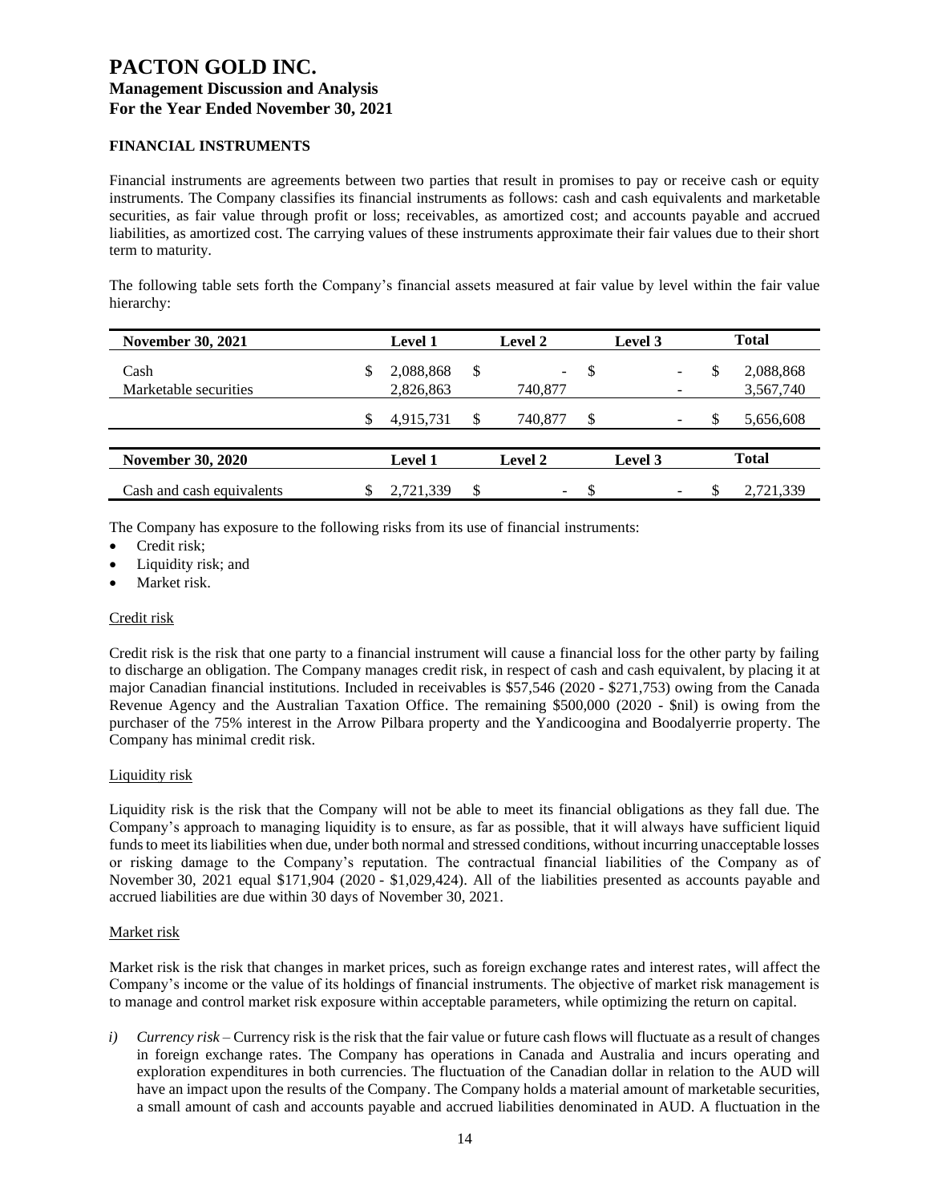# PACTON GOLD INC.

## Management Discussion and Analysis

## For the Year Ended November 30, 2021

### FINANCIAL INSTRUMENTS

Financial instruments are agreements between two parties that result in promises to pay or receive cash or equity instruments. The Company classifies its financial instruments as follows: cash and cash equivalents and marketable securities, as fair value through profit or loss; receivables, as amortized cost; and accounts payable and accrued liabilities, as amortized cost. The carrying values of these instruments approximate their fair values due to their short term to maturity.

The following table sets forth the Company's financial assets measured at fair value by level within the fair value hierarchy:

| November 30, 2021 | Level 1 | Level 2 | Level 3 | Total |
|---|---|---|---|---|
| Cash | $ 2,088,868 | $ - | $ - | $ 2,088,868 |
| Marketable securities | 2,826,863 | 740,877 | - | 3,567,740 |
| | $ 4,915,731 | $ 740,877 | $ - | $ 5,656,608 |

| November 30, 2020 | Level 1 | Level 2 | Level 3 | Total |
|---|---|---|---|---|
| Cash and cash equivalents | $ 2,721,339 | $ - | $ - | $ 2,721,339 |

The Company has exposure to the following risks from its use of financial instruments:

- Credit risk;
- Liquidity risk; and
- Market risk.

Credit risk

Credit risk is the risk that one party to a financial instrument will cause a financial loss for the other party by failing to discharge an obligation. The Company manages credit risk, in respect of cash and cash equivalent, by placing it at major Canadian financial institutions. Included in receivables is $57,546 (2020 - $271,753) owing from the Canada Revenue Agency and the Australian Taxation Office. The remaining $500,000 (2020 - $nil) is owing from the purchaser of the 75% interest in the Arrow Pilbara property and the Yandicoogina and Boodalyerrie property. The Company has minimal credit risk.

Liquidity risk

Liquidity risk is the risk that the Company will not be able to meet its financial obligations as they fall due. The Company's approach to managing liquidity is to ensure, as far as possible, that it will always have sufficient liquid funds to meet its liabilities when due, under both normal and stressed conditions, without incurring unacceptable losses or risking damage to the Company's reputation. The contractual financial liabilities of the Company as of November 30, 2021 equal $171,904 (2020 - $1,029,424). All of the liabilities presented as accounts payable and accrued liabilities are due within 30 days of November 30, 2021.

Market risk

Market risk is the risk that changes in market prices, such as foreign exchange rates and interest rates, will affect the Company's income or the value of its holdings of financial instruments. The objective of market risk management is to manage and control market risk exposure within acceptable parameters, while optimizing the return on capital.

*i) Currency risk* – Currency risk is the risk that the fair value or future cash flows will fluctuate as a result of changes in foreign exchange rates. The Company has operations in Canada and Australia and incurs operating and exploration expenditures in both currencies. The fluctuation of the Canadian dollar in relation to the AUD will have an impact upon the results of the Company. The Company holds a material amount of marketable securities, a small amount of cash and accounts payable and accrued liabilities denominated in AUD. A fluctuation in the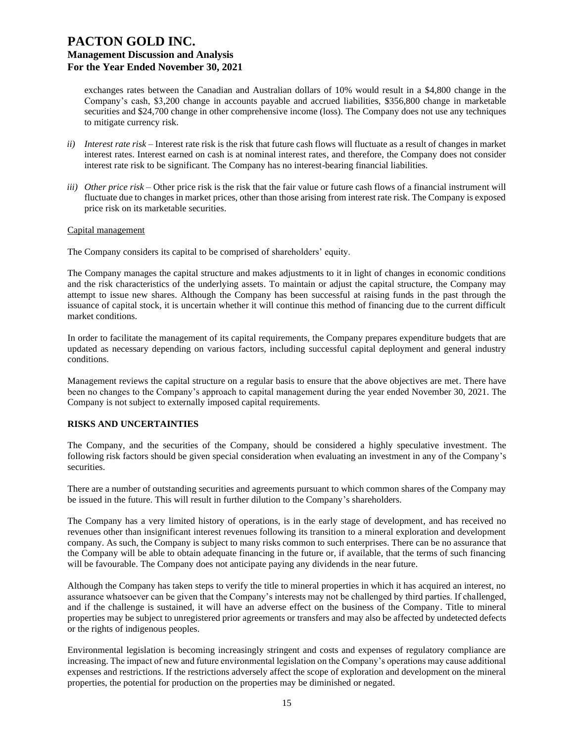exchanges rates between the Canadian and Australian dollars of 10% would result in a $4,800 change in the Company's cash, $3,200 change in accounts payable and accrued liabilities, $356,800 change in marketable securities and $24,700 change in other comprehensive income (loss). The Company does not use any techniques to mitigate currency risk.

*ii) Interest rate risk* – Interest rate risk is the risk that future cash flows will fluctuate as a result of changes in market interest rates. Interest earned on cash is at nominal interest rates, and therefore, the Company does not consider interest rate risk to be significant. The Company has no interest-bearing financial liabilities.

*iii) Other price risk* – Other price risk is the risk that the fair value or future cash flows of a financial instrument will fluctuate due to changes in market prices, other than those arising from interest rate risk. The Company is exposed price risk on its marketable securities.

<u>Capital management</u>

The Company considers its capital to be comprised of shareholders' equity.

The Company manages the capital structure and makes adjustments to it in light of changes in economic conditions and the risk characteristics of the underlying assets. To maintain or adjust the capital structure, the Company may attempt to issue new shares. Although the Company has been successful at raising funds in the past through the issuance of capital stock, it is uncertain whether it will continue this method of financing due to the current difficult market conditions.

In order to facilitate the management of its capital requirements, the Company prepares expenditure budgets that are updated as necessary depending on various factors, including successful capital deployment and general industry conditions.

Management reviews the capital structure on a regular basis to ensure that the above objectives are met. There have been no changes to the Company's approach to capital management during the year ended November 30, 2021. The Company is not subject to externally imposed capital requirements.

## RISKS AND UNCERTAINTIES

The Company, and the securities of the Company, should be considered a highly speculative investment. The following risk factors should be given special consideration when evaluating an investment in any of the Company's securities.

There are a number of outstanding securities and agreements pursuant to which common shares of the Company may be issued in the future. This will result in further dilution to the Company's shareholders.

The Company has a very limited history of operations, is in the early stage of development, and has received no revenues other than insignificant interest revenues following its transition to a mineral exploration and development company. As such, the Company is subject to many risks common to such enterprises. There can be no assurance that the Company will be able to obtain adequate financing in the future or, if available, that the terms of such financing will be favourable. The Company does not anticipate paying any dividends in the near future.

Although the Company has taken steps to verify the title to mineral properties in which it has acquired an interest, no assurance whatsoever can be given that the Company's interests may not be challenged by third parties. If challenged, and if the challenge is sustained, it will have an adverse effect on the business of the Company. Title to mineral properties may be subject to unregistered prior agreements or transfers and may also be affected by undetected defects or the rights of indigenous peoples.

Environmental legislation is becoming increasingly stringent and costs and expenses of regulatory compliance are increasing. The impact of new and future environmental legislation on the Company's operations may cause additional expenses and restrictions. If the restrictions adversely affect the scope of exploration and development on the mineral properties, the potential for production on the properties may be diminished or negated.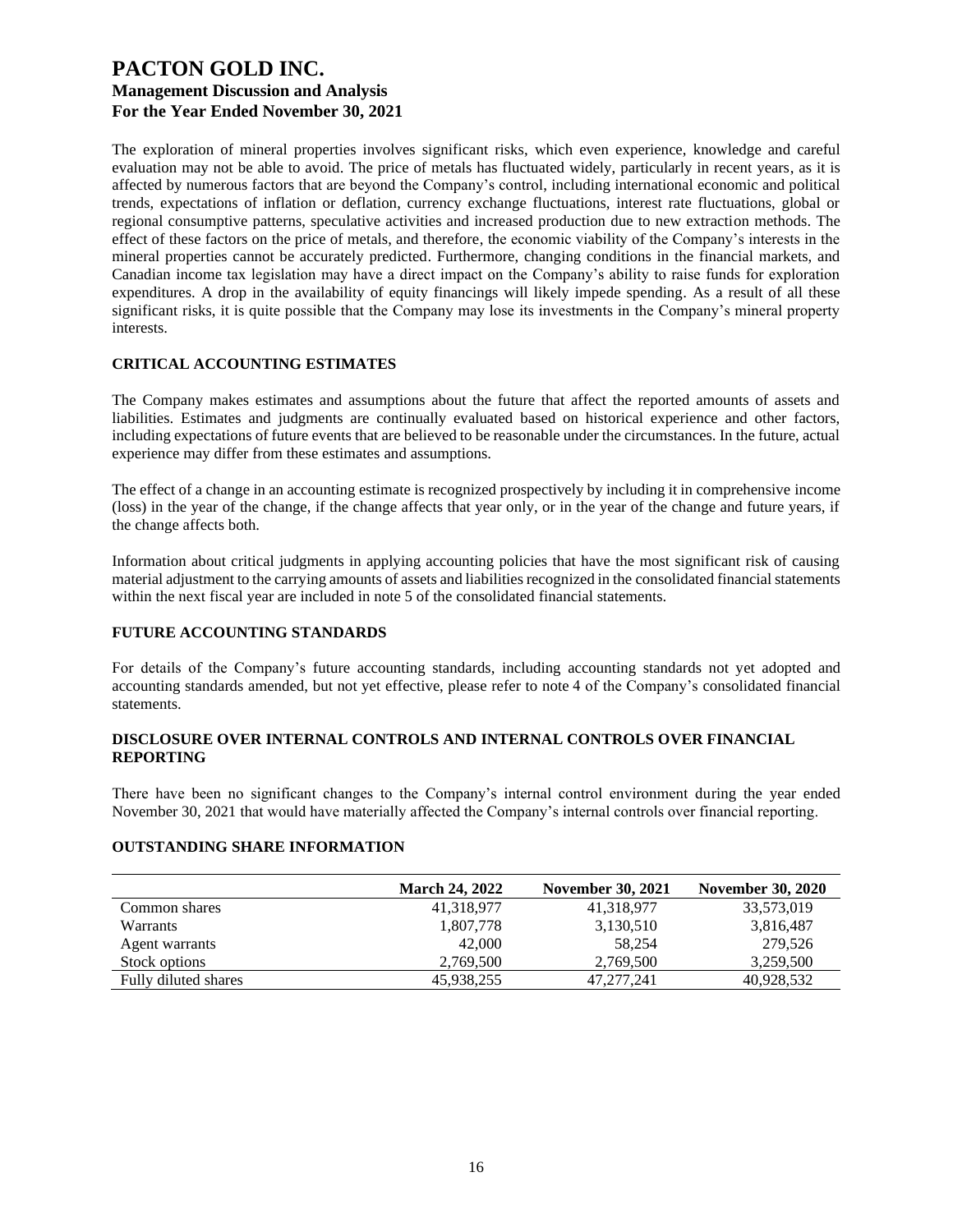The exploration of mineral properties involves significant risks, which even experience, knowledge and careful evaluation may not be able to avoid. The price of metals has fluctuated widely, particularly in recent years, as it is affected by numerous factors that are beyond the Company's control, including international economic and political trends, expectations of inflation or deflation, currency exchange fluctuations, interest rate fluctuations, global or regional consumptive patterns, speculative activities and increased production due to new extraction methods. The effect of these factors on the price of metals, and therefore, the economic viability of the Company's interests in the mineral properties cannot be accurately predicted. Furthermore, changing conditions in the financial markets, and Canadian income tax legislation may have a direct impact on the Company's ability to raise funds for exploration expenditures. A drop in the availability of equity financings will likely impede spending. As a result of all these significant risks, it is quite possible that the Company may lose its investments in the Company's mineral property interests.

## CRITICAL ACCOUNTING ESTIMATES

The Company makes estimates and assumptions about the future that affect the reported amounts of assets and liabilities. Estimates and judgments are continually evaluated based on historical experience and other factors, including expectations of future events that are believed to be reasonable under the circumstances. In the future, actual experience may differ from these estimates and assumptions.

The effect of a change in an accounting estimate is recognized prospectively by including it in comprehensive income (loss) in the year of the change, if the change affects that year only, or in the year of the change and future years, if the change affects both.

Information about critical judgments in applying accounting policies that have the most significant risk of causing material adjustment to the carrying amounts of assets and liabilities recognized in the consolidated financial statements within the next fiscal year are included in note 5 of the consolidated financial statements.

## FUTURE ACCOUNTING STANDARDS

For details of the Company's future accounting standards, including accounting standards not yet adopted and accounting standards amended, but not yet effective, please refer to note 4 of the Company's consolidated financial statements.

## DISCLOSURE OVER INTERNAL CONTROLS AND INTERNAL CONTROLS OVER FINANCIAL REPORTING

There have been no significant changes to the Company's internal control environment during the year ended November 30, 2021 that would have materially affected the Company's internal controls over financial reporting.

## OUTSTANDING SHARE INFORMATION

| | March 24, 2022 | November 30, 2021 | November 30, 2020 |
|---|---|---|---|
| Common shares | 41,318,977 | 41,318,977 | 33,573,019 |
| Warrants | 1,807,778 | 3,130,510 | 3,816,487 |
| Agent warrants | 42,000 | 58,254 | 279,526 |
| Stock options | 2,769,500 | 2,769,500 | 3,259,500 |
| Fully diluted shares | 45,938,255 | 47,277,241 | 40,928,532 |